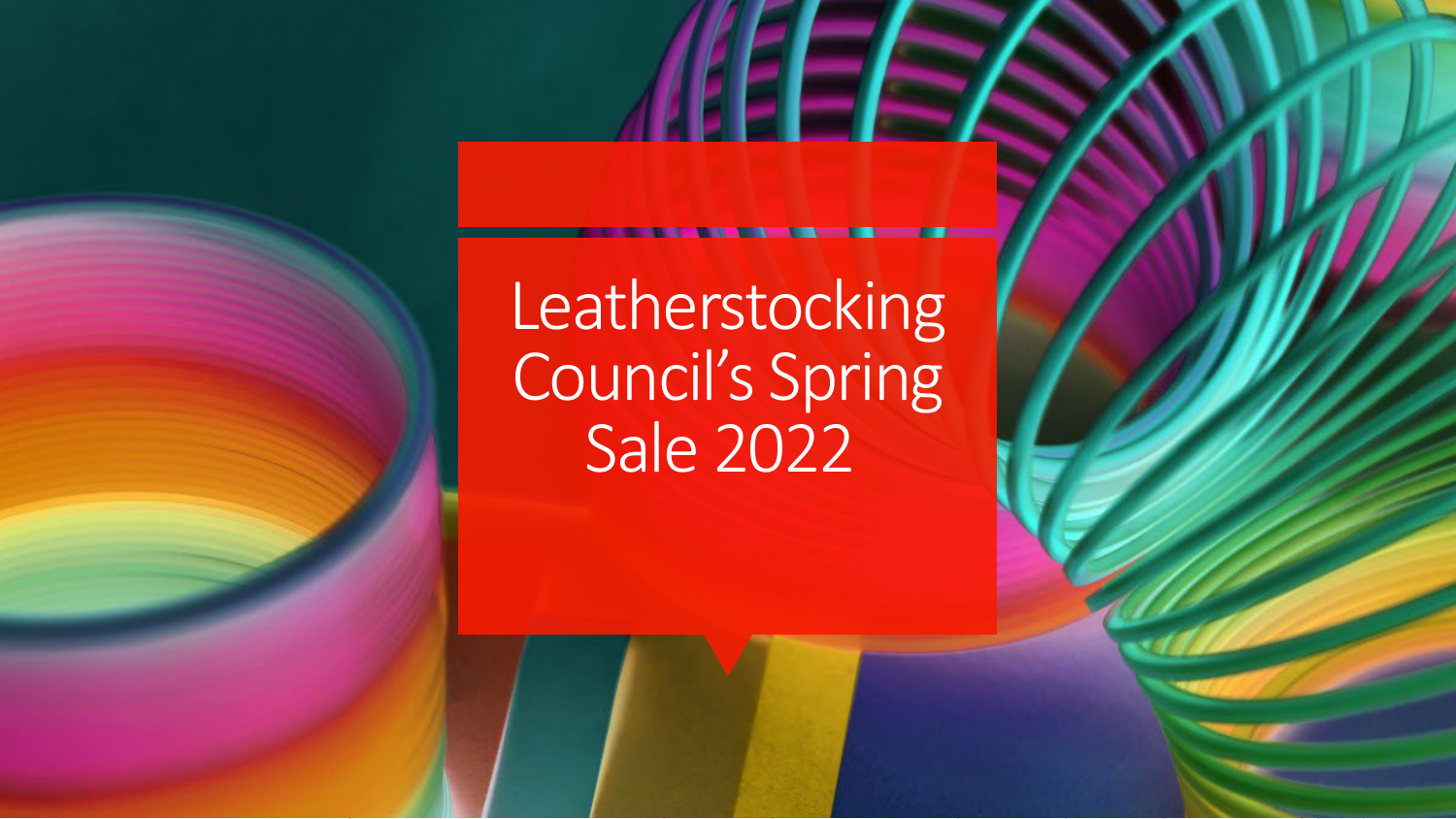# Leatherstocking Council's Spring Sale 2022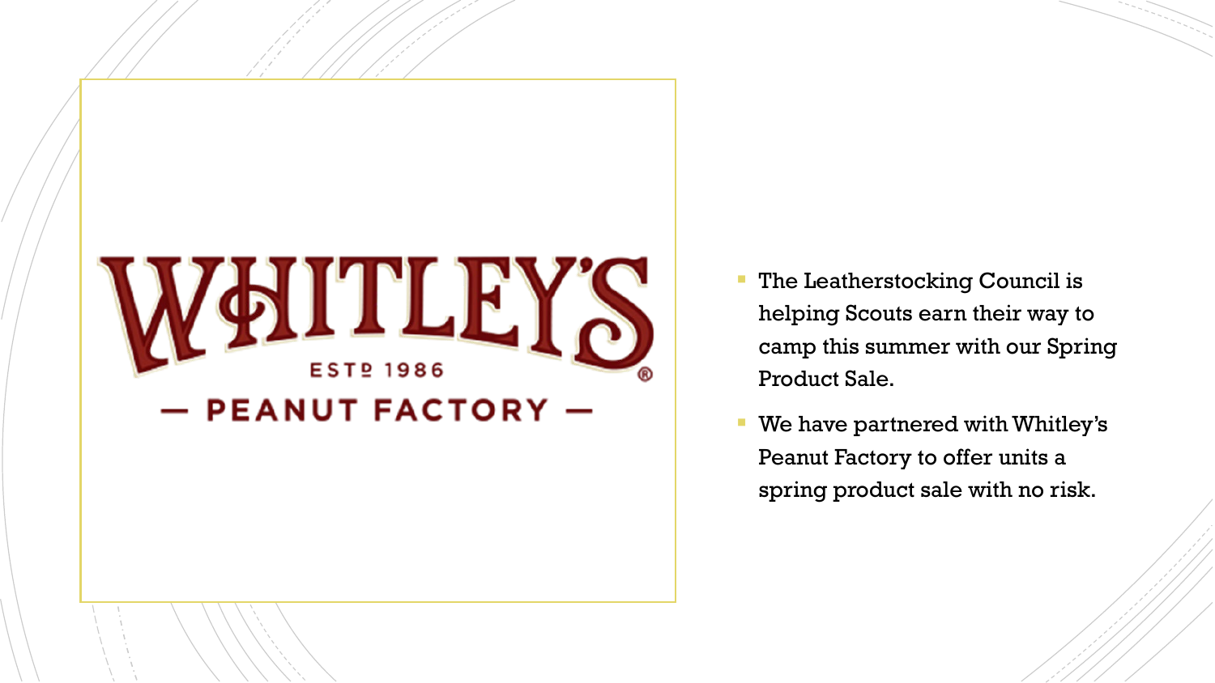WHITLEY'S

ESTD 1986

— PEANUT FACTORY —

- The Leatherstocking Council is helping Scouts earn their way to camp this summer with our Spring Product Sale.
- We have partnered with Whitley's Peanut Factory to offer units a spring product sale with no risk.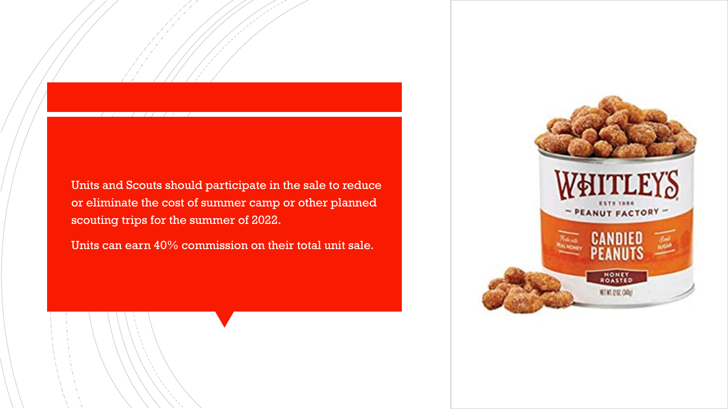Units and Scouts should participate in the sale to reduce or eliminate the cost of summer camp or other planned scouting trips for the summer of 2022.

Units can earn 40% commission on their total unit sale.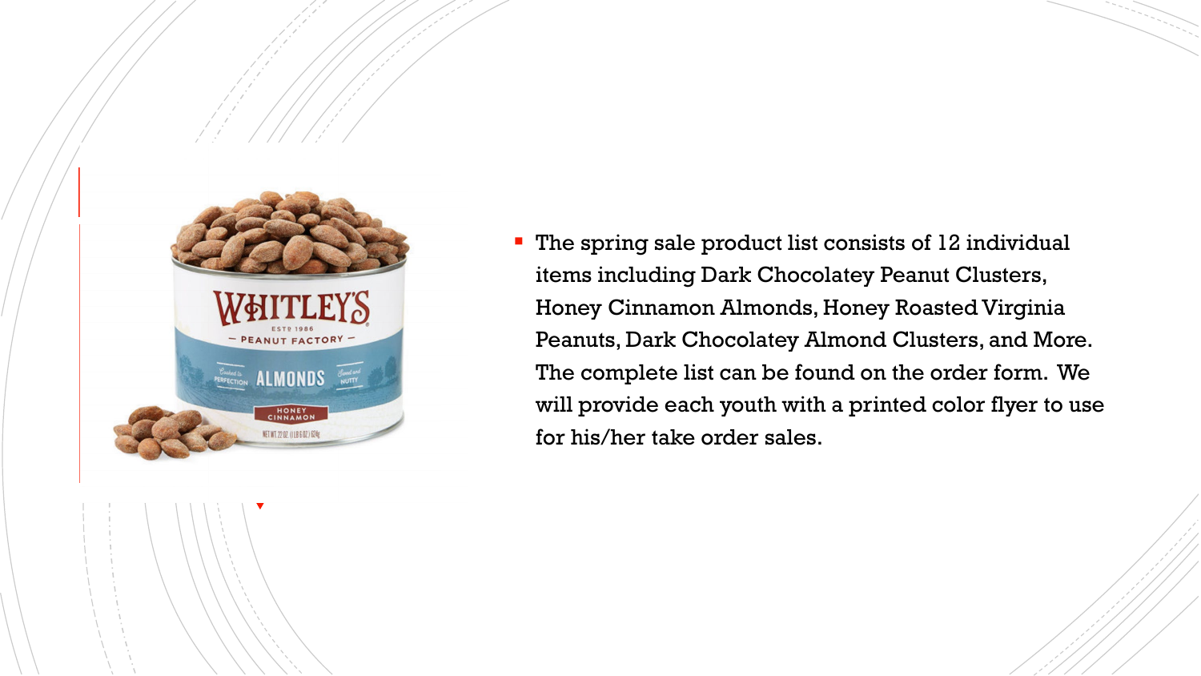- The spring sale product list consists of 12 individual items including Dark Chocolatey Peanut Clusters, Honey Cinnamon Almonds, Honey Roasted Virginia Peanuts, Dark Chocolatey Almond Clusters, and More. The complete list can be found on the order form. We will provide each youth with a printed color flyer to use for his/her take order sales.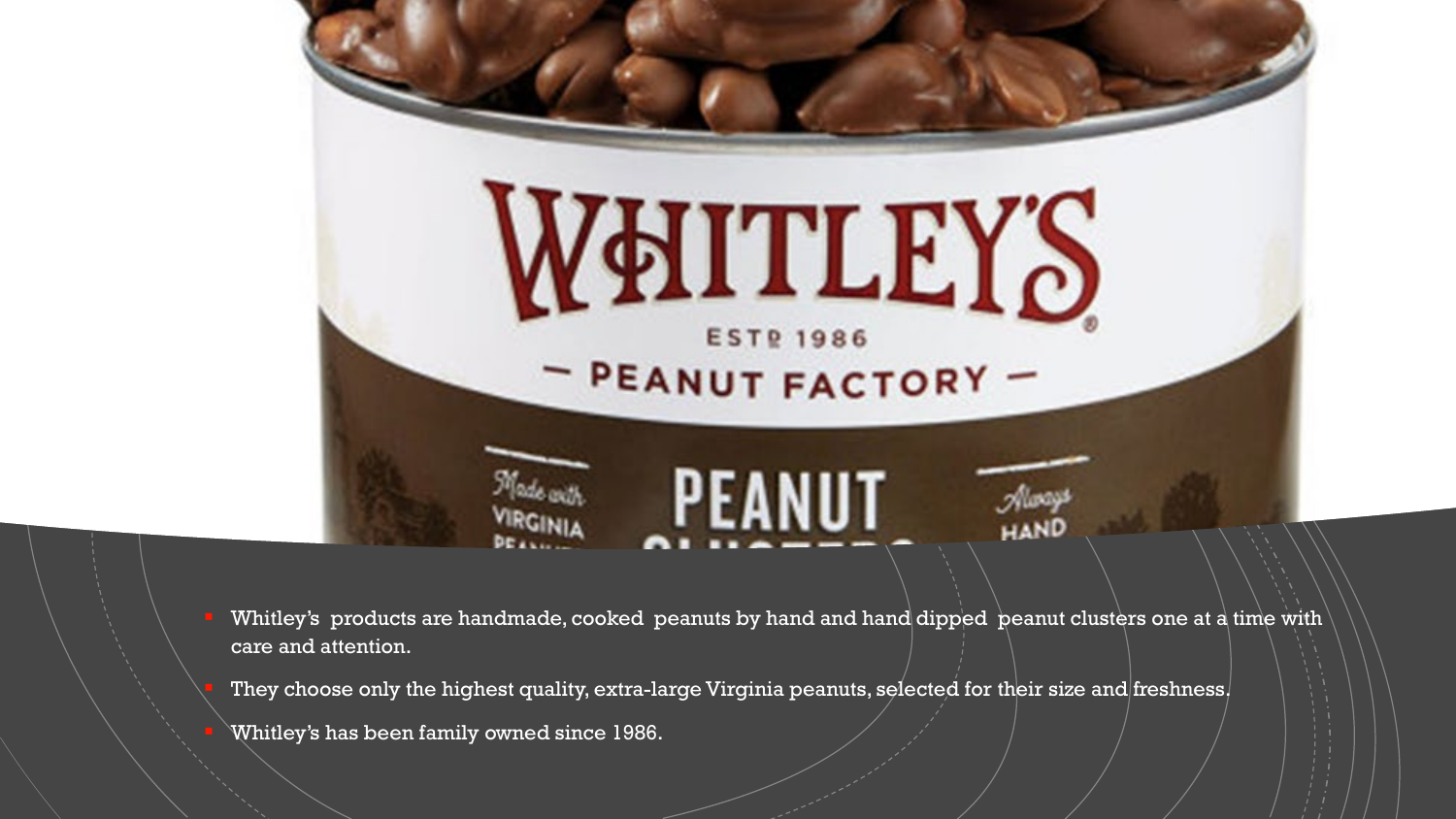- Whitley's  products are handmade, cooked  peanuts by hand and hand dipped  peanut clusters one at a time with care and attention.
- They choose only the highest quality, extra-large Virginia peanuts, selected for their size and freshness.
- Whitley's has been family owned since 1986.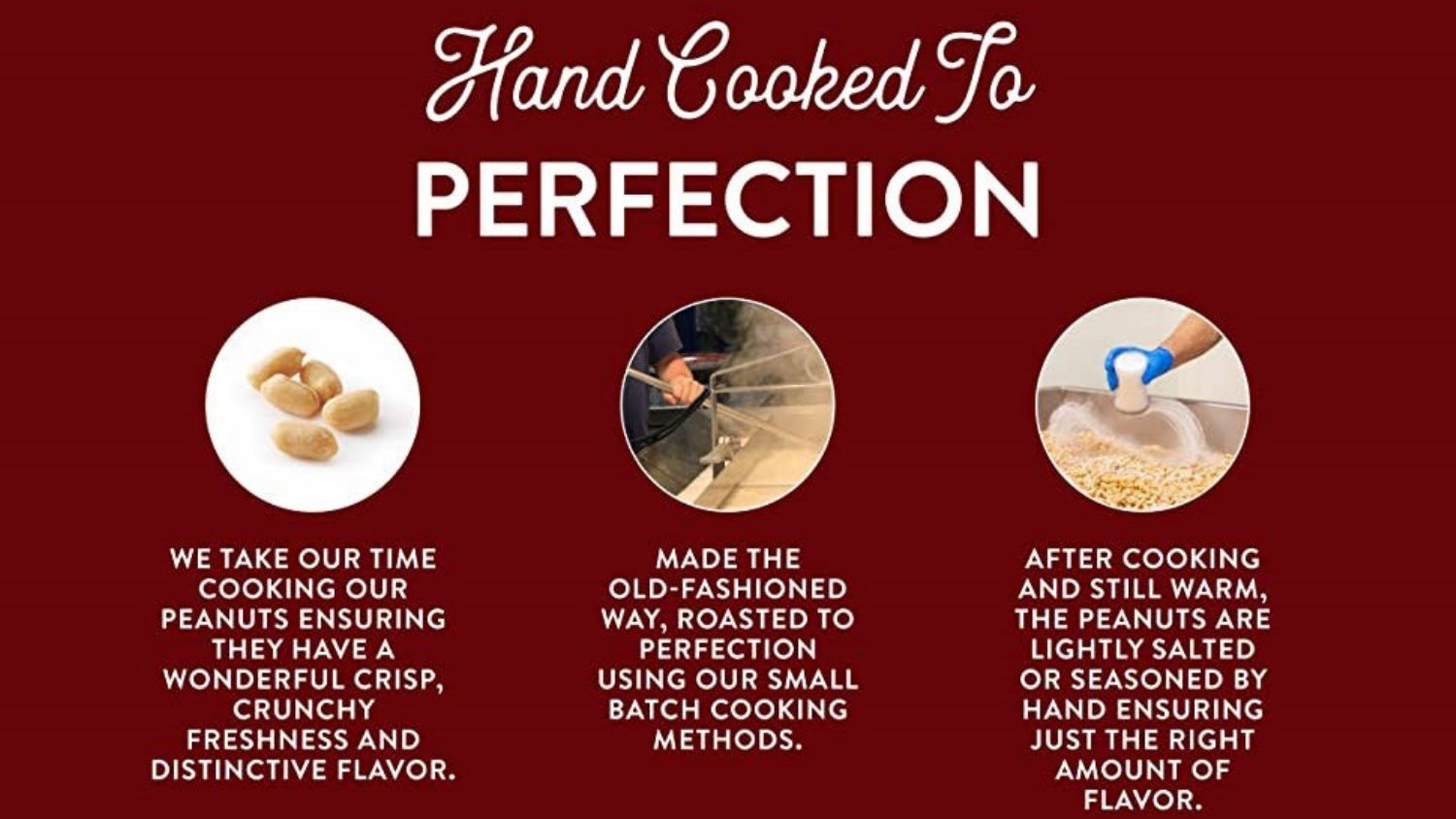# Hand Cooked To PERFECTION

WE TAKE OUR TIME COOKING OUR PEANUTS ENSURING THEY HAVE A WONDERFUL CRISP, CRUNCHY FRESHNESS AND DISTINCTIVE FLAVOR.

MADE THE OLD-FASHIONED WAY, ROASTED TO PERFECTION USING OUR SMALL BATCH COOKING METHODS.

AFTER COOKING AND STILL WARM, THE PEANUTS ARE LIGHTLY SALTED OR SEASONED BY HAND ENSURING JUST THE RIGHT AMOUNT OF FLAVOR.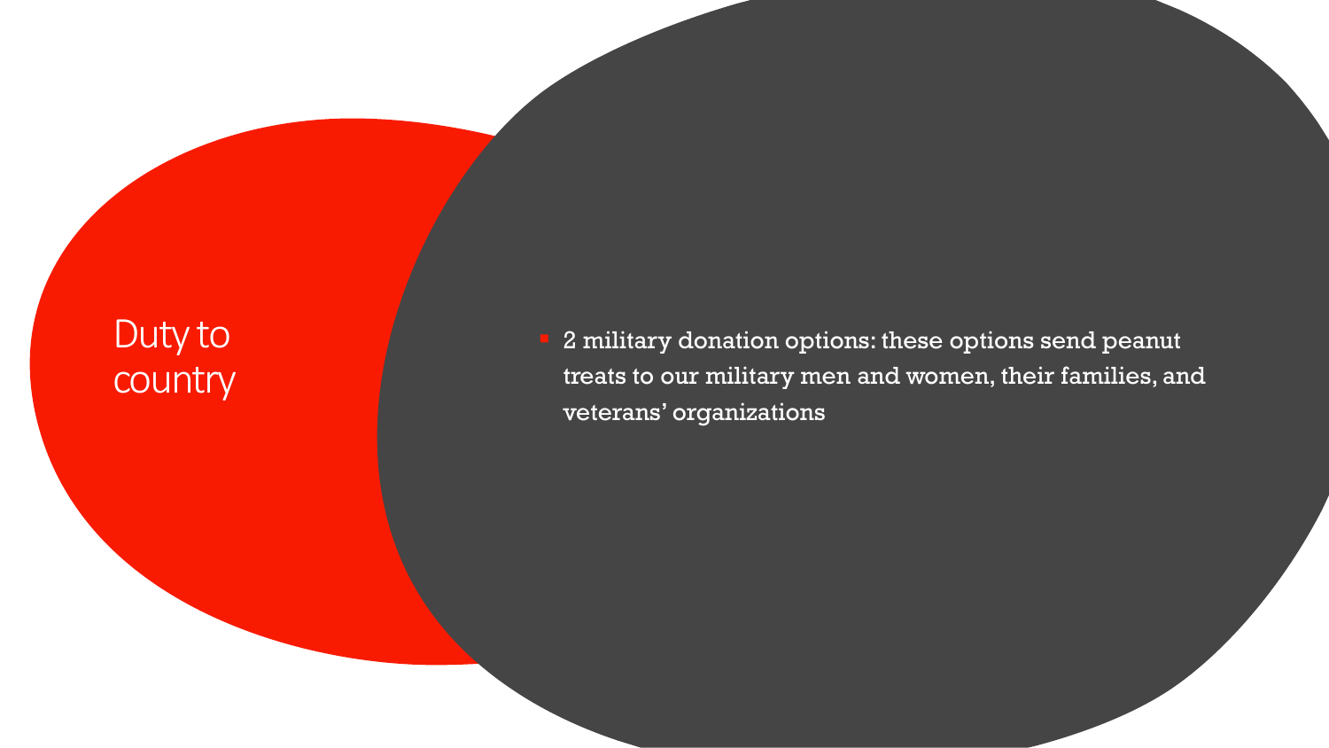# Duty to country

- 2 military donation options: these options send peanut treats to our military men and women, their families, and veterans' organizations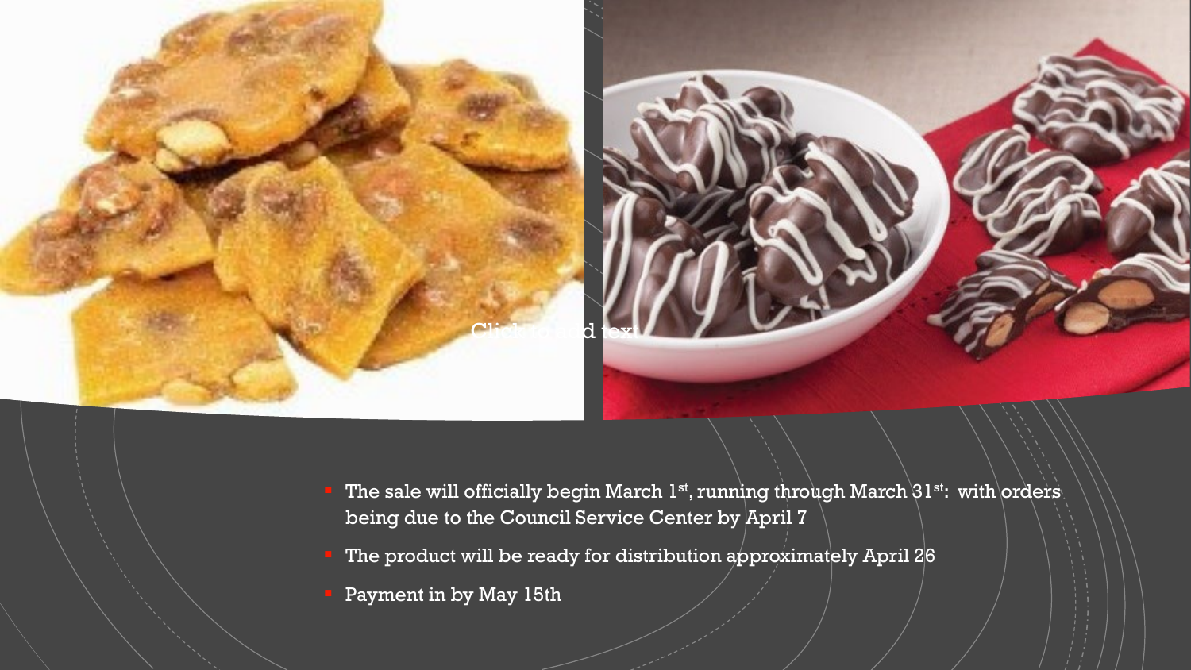- The sale will officially begin March 1st, running through March 31st: with orders being due to the Council Service Center by April 7
- The product will be ready for distribution approximately April 26
- Payment in by May 15th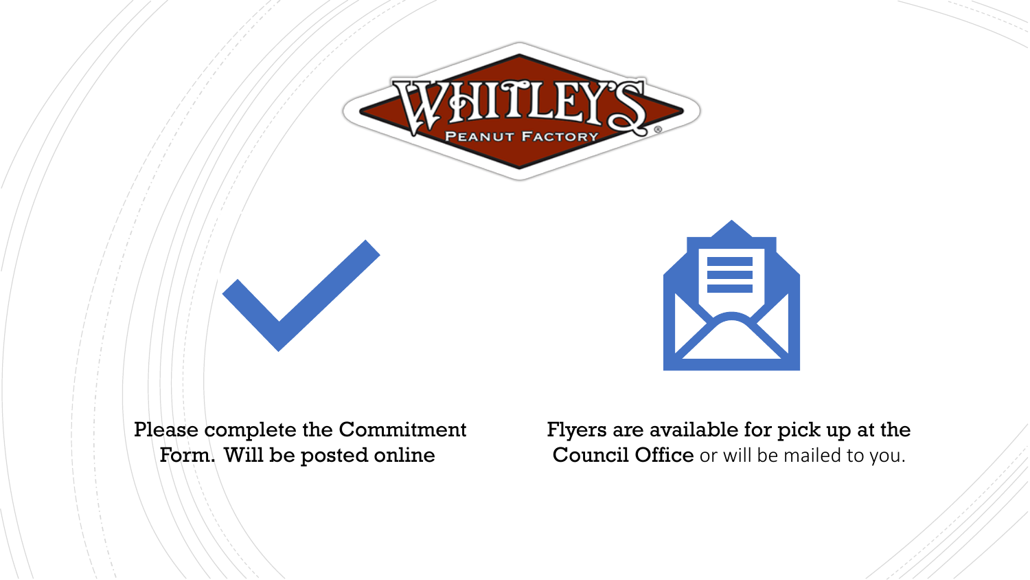WHITLEY'S PEANUT FACTORY®

Please complete the Commitment Form. Will be posted online

Flyers are available for pick up at the Council Office or will be mailed to you.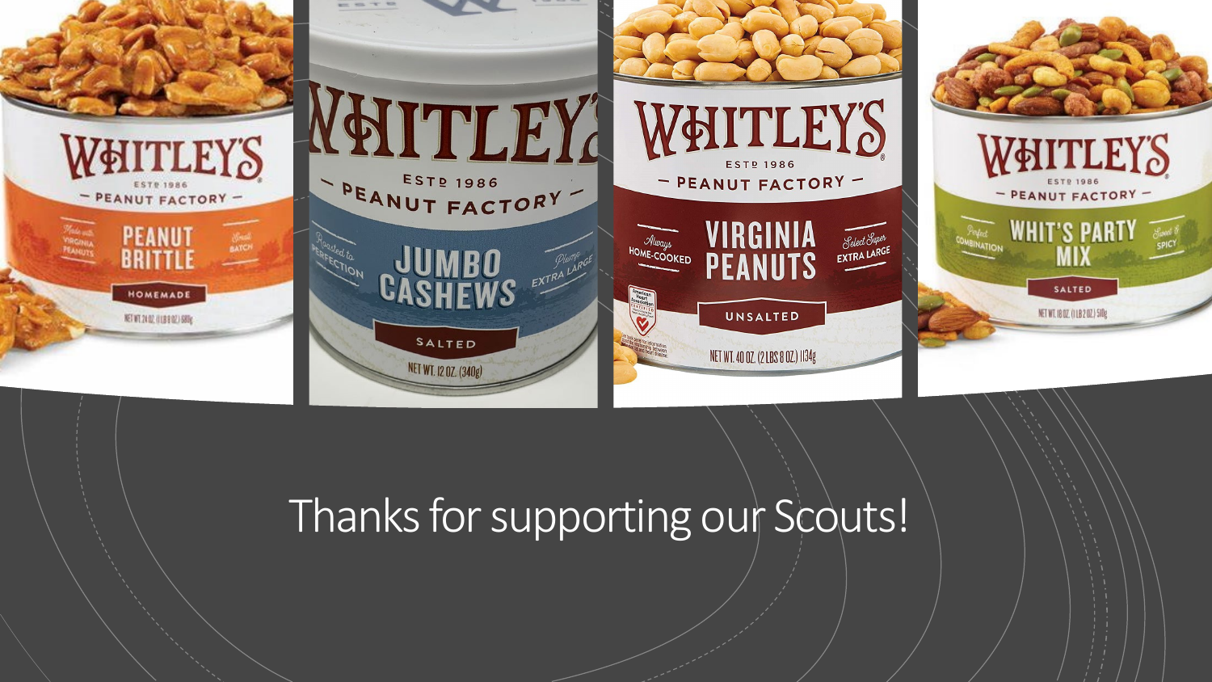Thanks for supporting our Scouts!